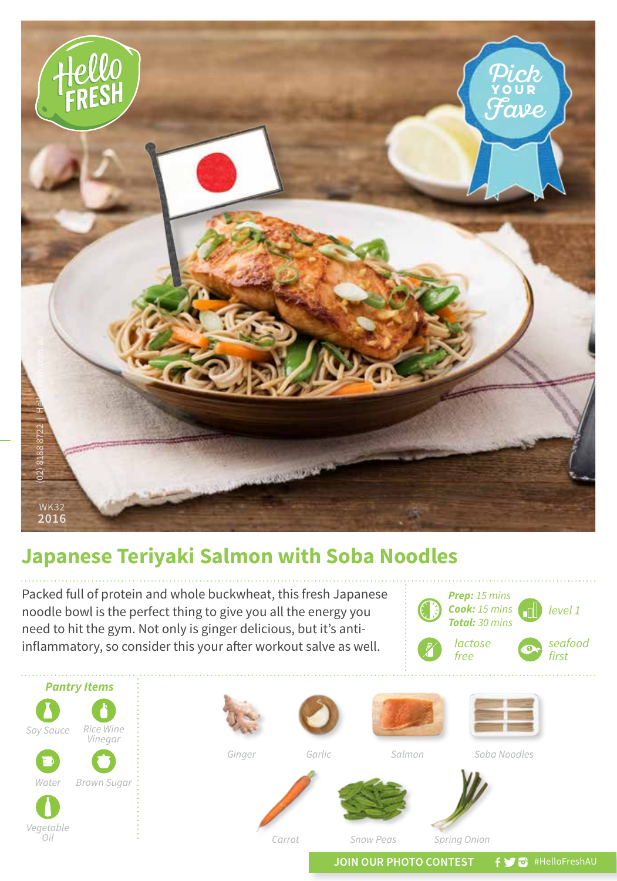# Japanese Teriyaki Salmon with Soba Noodles

WK32
2016

(02) 8188 8722 | HelloFresh.com.au

Packed full of protein and whole buckwheat, this fresh Japanese noodle bowl is the perfect thing to give you all the energy you need to hit the gym. Not only is ginger delicious, but it's anti-inflammatory, so consider this your after workout salve as well.

***Prep:*** *15 mins*
***Cook:*** *15 mins*
***Total:*** *30 mins*

*level 1*

*lactose free*

*seafood first*

### *Pantry Items*

- *Soy Sauce*
- *Rice Wine Vinegar*
- *Water*
- *Brown Sugar*
- *Vegetable Oil*

*Ginger*, *Garlic*, *Salmon*, *Soba Noodles*, *Carrot*, *Snow Peas*, *Spring Onion*

**JOIN OUR PHOTO CONTEST** #HelloFreshAU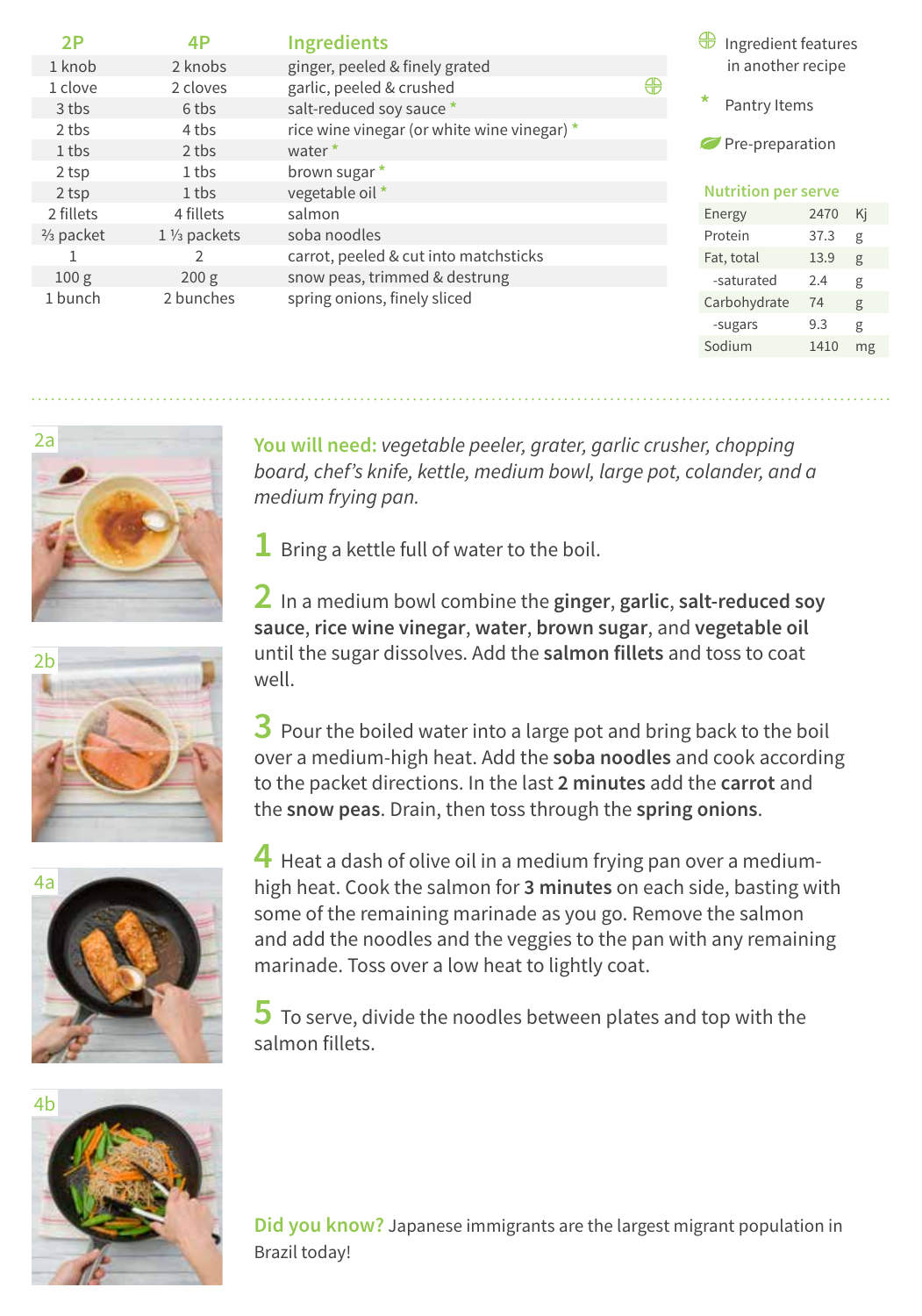| 2P | 4P | Ingredients |
|---|---|---|
| 1 knob | 2 knobs | ginger, peeled & finely grated |
| 1 clove | 2 cloves | garlic, peeled & crushed |
| 3 tbs | 6 tbs | salt-reduced soy sauce * |
| 2 tbs | 4 tbs | rice wine vinegar (or white wine vinegar) * |
| 1 tbs | 2 tbs | water * |
| 2 tsp | 1 tbs | brown sugar * |
| 2 tsp | 1 tbs | vegetable oil * |
| 2 fillets | 4 fillets | salmon |
| ⅔ packet | 1 ⅓ packets | soba noodles |
| 1 | 2 | carrot, peeled & cut into matchsticks |
| 100 g | 200 g | snow peas, trimmed & destrung |
| 1 bunch | 2 bunches | spring onions, finely sliced |

Ingredient features in another recipe

\* Pantry Items

Pre-preparation

**Nutrition per serve**

| | | |
|---|---|---|
| Energy | 2470 | Kj |
| Protein | 37.3 | g |
| Fat, total | 13.9 | g |
| -saturated | 2.4 | g |
| Carbohydrate | 74 | g |
| -sugars | 9.3 | g |
| Sodium | 1410 | mg |

2a

2b

4a

4b

**You will need:** *vegetable peeler, grater, garlic crusher, chopping board, chef's knife, kettle, medium bowl, large pot, colander, and a medium frying pan.*

**1** Bring a kettle full of water to the boil.

**2** In a medium bowl combine the **ginger**, **garlic**, **salt-reduced soy sauce**, **rice wine vinegar**, **water**, **brown sugar**, and **vegetable oil** until the sugar dissolves. Add the **salmon fillets** and toss to coat well.

**3** Pour the boiled water into a large pot and bring back to the boil over a medium-high heat. Add the **soba noodles** and cook according to the packet directions. In the last **2 minutes** add the **carrot** and the **snow peas**. Drain, then toss through the **spring onions**.

**4** Heat a dash of olive oil in a medium frying pan over a medium-high heat. Cook the salmon for **3 minutes** on each side, basting with some of the remaining marinade as you go. Remove the salmon and add the noodles and the veggies to the pan with any remaining marinade. Toss over a low heat to lightly coat.

**5** To serve, divide the noodles between plates and top with the salmon fillets.

**Did you know?** Japanese immigrants are the largest migrant population in Brazil today!